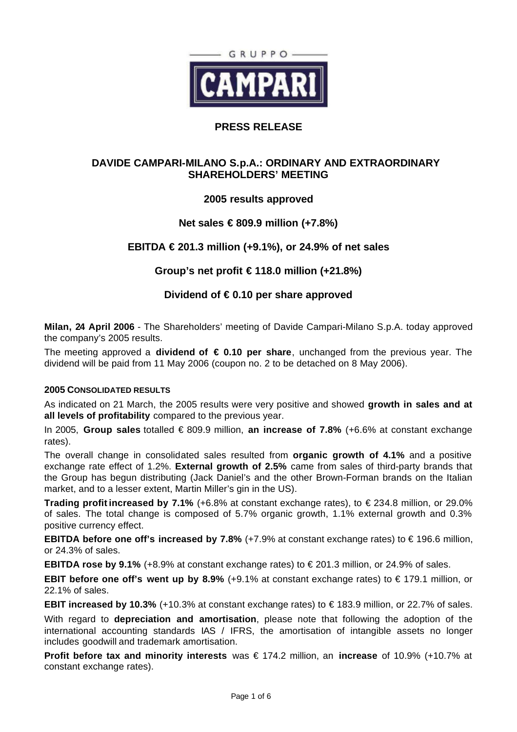GRUPPO CAMPARI

# PRESS RELEASE

## DAVIDE CAMPARI-MILANO S.p.A.: ORDINARY AND EXTRAORDINARY SHAREHOLDERS' MEETING

### 2005 results approved

### Net sales € 809.9 million (+7.8%)

### EBITDA € 201.3 million (+9.1%), or 24.9% of net sales

### Group's net profit € 118.0 million (+21.8%)

### Dividend of € 0.10 per share approved

**Milan, 24 April 2006** - The Shareholders' meeting of Davide Campari-Milano S.p.A. today approved the company's 2005 results.

The meeting approved a **dividend of € 0.10 per share**, unchanged from the previous year. The dividend will be paid from 11 May 2006 (coupon no. 2 to be detached on 8 May 2006).

#### 2005 CONSOLIDATED RESULTS

As indicated on 21 March, the 2005 results were very positive and showed **growth in sales and at all levels of profitability** compared to the previous year.

In 2005, **Group sales** totalled € 809.9 million, **an increase of 7.8%** (+6.6% at constant exchange rates).

The overall change in consolidated sales resulted from **organic growth of 4.1%** and a positive exchange rate effect of 1.2%. **External growth of 2.5%** came from sales of third-party brands that the Group has begun distributing (Jack Daniel's and the other Brown-Forman brands on the Italian market, and to a lesser extent, Martin Miller's gin in the US).

**Trading profit increased by 7.1%** (+6.8% at constant exchange rates), to € 234.8 million, or 29.0% of sales. The total change is composed of 5.7% organic growth, 1.1% external growth and 0.3% positive currency effect.

**EBITDA before one off's increased by 7.8%** (+7.9% at constant exchange rates) to € 196.6 million, or 24.3% of sales.

**EBITDA rose by 9.1%** (+8.9% at constant exchange rates) to € 201.3 million, or 24.9% of sales.

**EBIT before one off's went up by 8.9%** (+9.1% at constant exchange rates) to € 179.1 million, or 22.1% of sales.

**EBIT increased by 10.3%** (+10.3% at constant exchange rates) to € 183.9 million, or 22.7% of sales.

With regard to **depreciation and amortisation**, please note that following the adoption of the international accounting standards IAS / IFRS, the amortisation of intangible assets no longer includes goodwill and trademark amortisation.

**Profit before tax and minority interests** was € 174.2 million, an **increase** of 10.9% (+10.7% at constant exchange rates).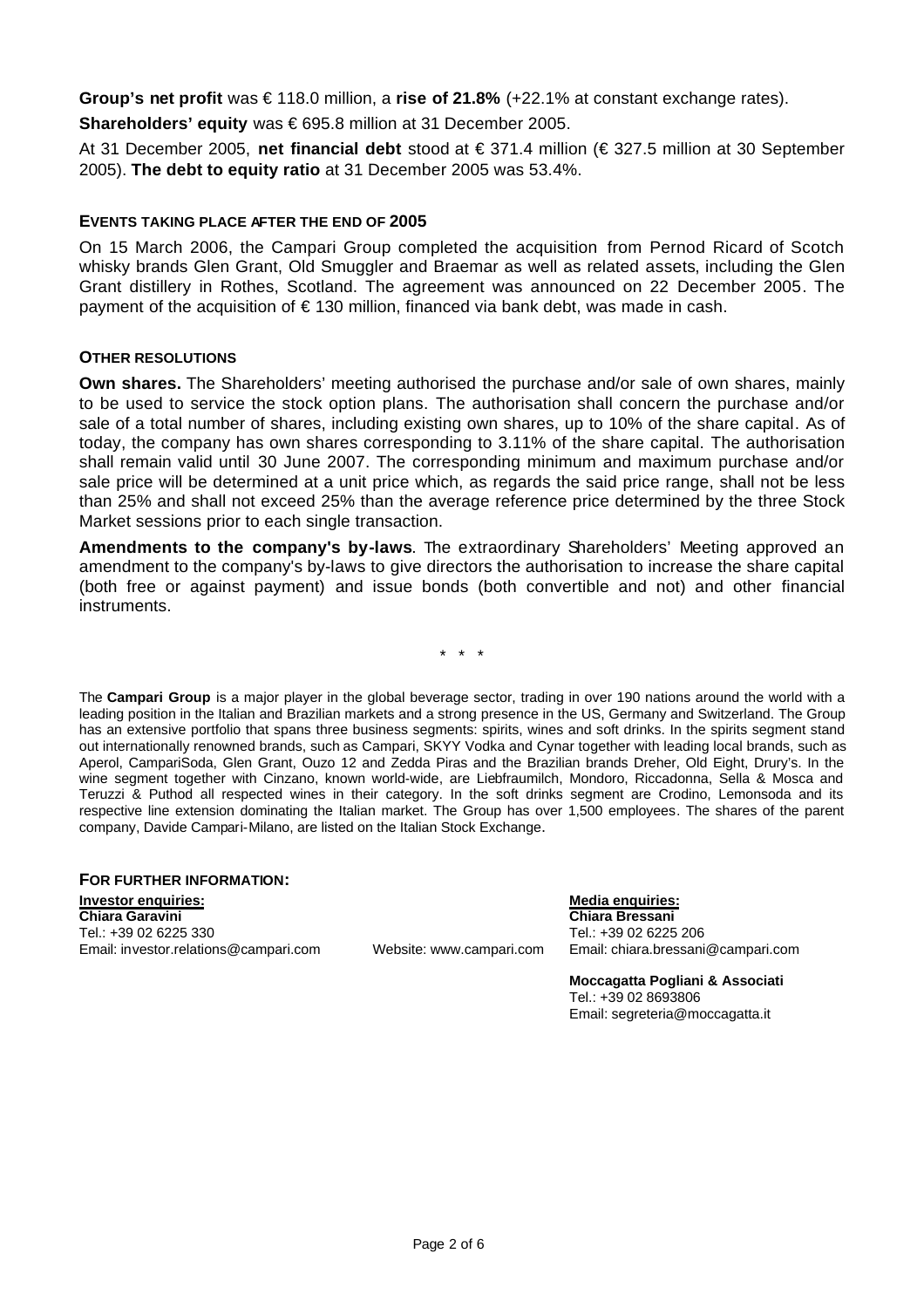**Group's net profit** was € 118.0 million, a **rise of 21.8%** (+22.1% at constant exchange rates).

**Shareholders' equity** was € 695.8 million at 31 December 2005.

At 31 December 2005, **net financial debt** stood at € 371.4 million (€ 327.5 million at 30 September 2005). **The debt to equity ratio** at 31 December 2005 was 53.4%.

## EVENTS TAKING PLACE AFTER THE END OF 2005

On 15 March 2006, the Campari Group completed the acquisition from Pernod Ricard of Scotch whisky brands Glen Grant, Old Smuggler and Braemar as well as related assets, including the Glen Grant distillery in Rothes, Scotland. The agreement was announced on 22 December 2005. The payment of the acquisition of € 130 million, financed via bank debt, was made in cash.

## OTHER RESOLUTIONS

**Own shares.** The Shareholders' meeting authorised the purchase and/or sale of own shares, mainly to be used to service the stock option plans. The authorisation shall concern the purchase and/or sale of a total number of shares, including existing own shares, up to 10% of the share capital. As of today, the company has own shares corresponding to 3.11% of the share capital. The authorisation shall remain valid until 30 June 2007. The corresponding minimum and maximum purchase and/or sale price will be determined at a unit price which, as regards the said price range, shall not be less than 25% and shall not exceed 25% than the average reference price determined by the three Stock Market sessions prior to each single transaction.

**Amendments to the company's by-laws**. The extraordinary Shareholders' Meeting approved an amendment to the company's by-laws to give directors the authorisation to increase the share capital (both free or against payment) and issue bonds (both convertible and not) and other financial instruments.

\* \* \*

The **Campari Group** is a major player in the global beverage sector, trading in over 190 nations around the world with a leading position in the Italian and Brazilian markets and a strong presence in the US, Germany and Switzerland. The Group has an extensive portfolio that spans three business segments: spirits, wines and soft drinks. In the spirits segment stand out internationally renowned brands, such as Campari, SKYY Vodka and Cynar together with leading local brands, such as Aperol, CampariSoda, Glen Grant, Ouzo 12 and Zedda Piras and the Brazilian brands Dreher, Old Eight, Drury's. In the wine segment together with Cinzano, known world-wide, are Liebfraumilch, Mondoro, Riccadonna, Sella & Mosca and Teruzzi & Puthod all respected wines in their category. In the soft drinks segment are Crodino, Lemonsoda and its respective line extension dominating the Italian market. The Group has over 1,500 employees. The shares of the parent company, Davide Campari-Milano, are listed on the Italian Stock Exchange.

## FOR FURTHER INFORMATION:

**Investor enquiries:**
**Chiara Garavini**
Tel.: +39 02 6225 330
Email: investor.relations@campari.com

Website: www.campari.com

**Media enquiries:**
**Chiara Bressani**
Tel.: +39 02 6225 206
Email: chiara.bressani@campari.com

**Moccagatta Pogliani & Associati**
Tel.: +39 02 8693806
Email: segreteria@moccagatta.it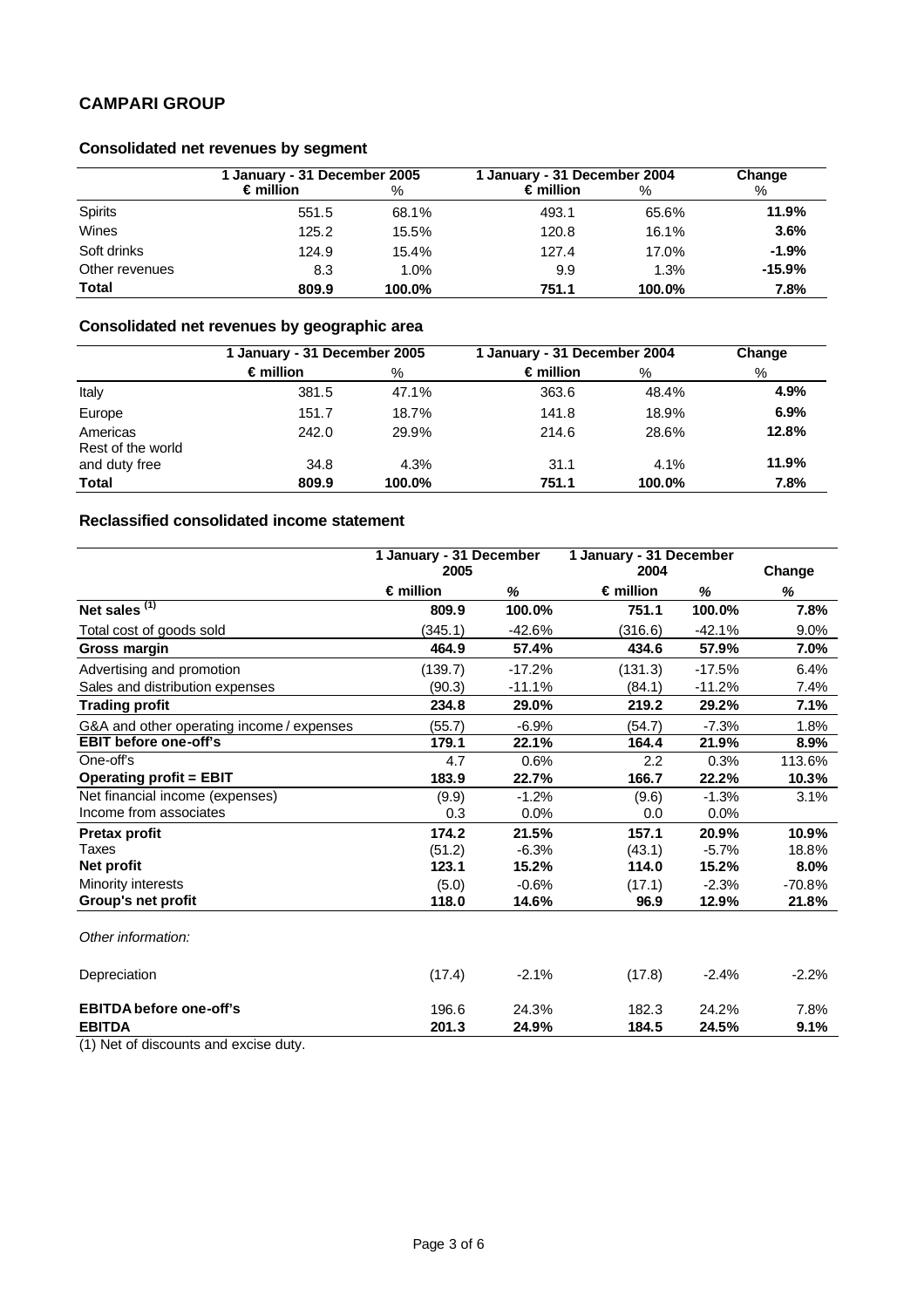## CAMPARI GROUP

### Consolidated net revenues by segment

| | 1 January - 31 December 2005 | | 1 January - 31 December 2004 | | Change |
|---|---|---|---|---|---|
| | € million | % | € million | % | % |
| Spirits | 551.5 | 68.1% | 493.1 | 65.6% | **11.9%** |
| Wines | 125.2 | 15.5% | 120.8 | 16.1% | **3.6%** |
| Soft drinks | 124.9 | 15.4% | 127.4 | 17.0% | **-1.9%** |
| Other revenues | 8.3 | 1.0% | 9.9 | 1.3% | **-15.9%** |
| **Total** | **809.9** | **100.0%** | **751.1** | **100.0%** | **7.8%** |

### Consolidated net revenues by geographic area

| | 1 January - 31 December 2005 | | 1 January - 31 December 2004 | | Change |
|---|---|---|---|---|---|
| | € million | % | € million | % | % |
| Italy | 381.5 | 47.1% | 363.6 | 48.4% | **4.9%** |
| Europe | 151.7 | 18.7% | 141.8 | 18.9% | **6.9%** |
| Americas | 242.0 | 29.9% | 214.6 | 28.6% | **12.8%** |
| Rest of the world and duty free | 34.8 | 4.3% | 31.1 | 4.1% | **11.9%** |
| **Total** | **809.9** | **100.0%** | **751.1** | **100.0%** | **7.8%** |

### Reclassified consolidated income statement

| | 1 January - 31 December 2005 | | 1 January - 31 December 2004 | | Change |
|---|---|---|---|---|---|
| | € million | % | € million | % | % |
| **Net sales (1)** | **809.9** | **100.0%** | **751.1** | **100.0%** | **7.8%** |
| Total cost of goods sold | (345.1) | -42.6% | (316.6) | -42.1% | 9.0% |
| **Gross margin** | **464.9** | **57.4%** | **434.6** | **57.9%** | **7.0%** |
| Advertising and promotion | (139.7) | -17.2% | (131.3) | -17.5% | 6.4% |
| Sales and distribution expenses | (90.3) | -11.1% | (84.1) | -11.2% | 7.4% |
| **Trading profit** | **234.8** | **29.0%** | **219.2** | **29.2%** | **7.1%** |
| G&A and other operating income / expenses | (55.7) | -6.9% | (54.7) | -7.3% | 1.8% |
| **EBIT before one-off's** | **179.1** | **22.1%** | **164.4** | **21.9%** | **8.9%** |
| One-off's | 4.7 | 0.6% | 2.2 | 0.3% | 113.6% |
| **Operating profit = EBIT** | **183.9** | **22.7%** | **166.7** | **22.2%** | **10.3%** |
| Net financial income (expenses) | (9.9) | -1.2% | (9.6) | -1.3% | 3.1% |
| Income from associates | 0.3 | 0.0% | 0.0 | 0.0% | |
| **Pretax profit** | **174.2** | **21.5%** | **157.1** | **20.9%** | **10.9%** |
| Taxes | (51.2) | -6.3% | (43.1) | -5.7% | 18.8% |
| **Net profit** | **123.1** | **15.2%** | **114.0** | **15.2%** | **8.0%** |
| Minority interests | (5.0) | -0.6% | (17.1) | -2.3% | -70.8% |
| **Group's net profit** | **118.0** | **14.6%** | **96.9** | **12.9%** | **21.8%** |
| *Other information:* | | | | | |
| Depreciation | (17.4) | -2.1% | (17.8) | -2.4% | -2.2% |
| **EBITDA before one-off's** | 196.6 | 24.3% | 182.3 | 24.2% | 7.8% |
| **EBITDA** | **201.3** | **24.9%** | **184.5** | **24.5%** | **9.1%** |

(1) Net of discounts and excise duty.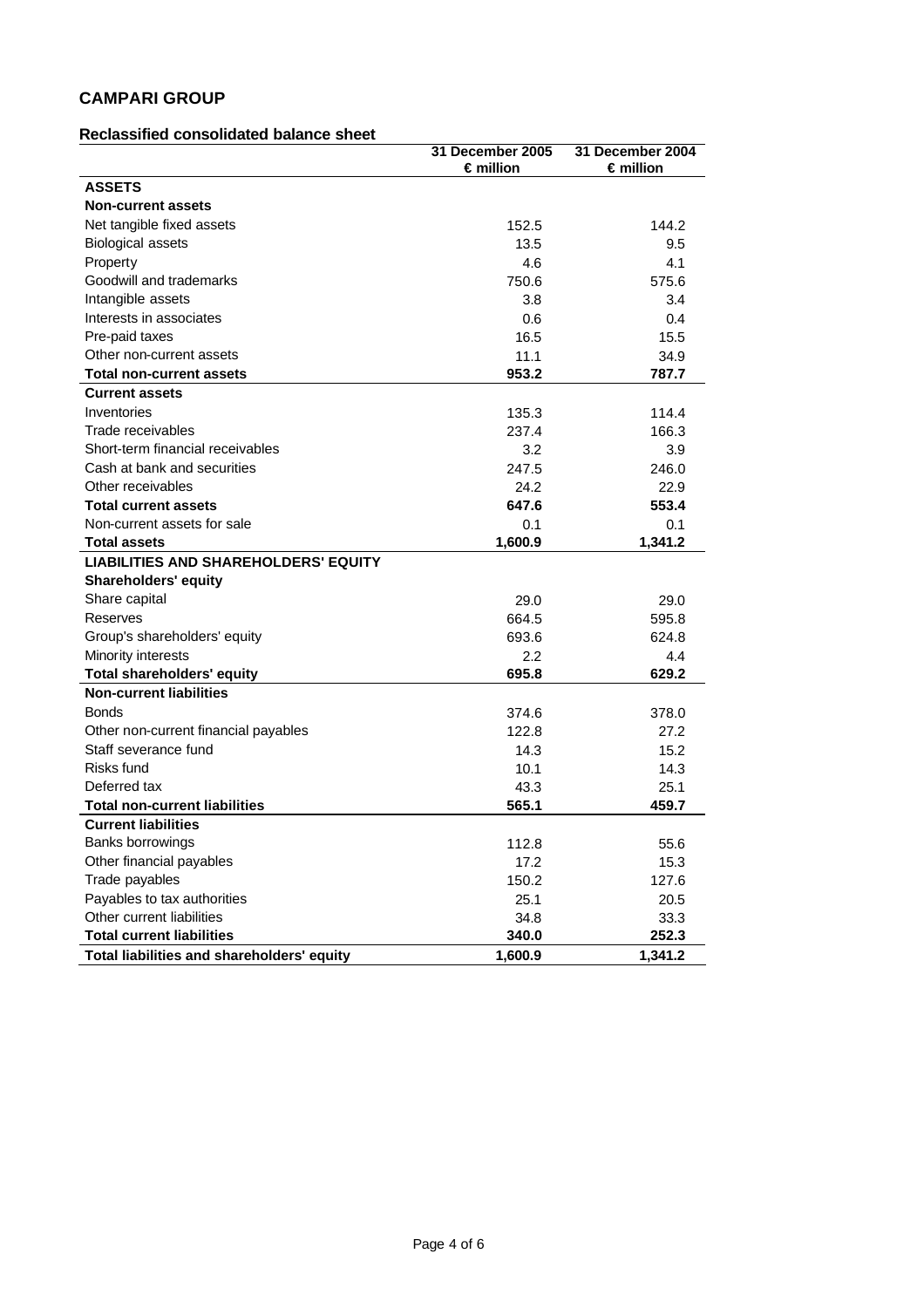## CAMPARI GROUP

### Reclassified consolidated balance sheet

| | 31 December 2005<br>€ million | 31 December 2004<br>€ million |
|---|---|---|
| **ASSETS** | | |
| **Non-current assets** | | |
| Net tangible fixed assets | 152.5 | 144.2 |
| Biological assets | 13.5 | 9.5 |
| Property | 4.6 | 4.1 |
| Goodwill and trademarks | 750.6 | 575.6 |
| Intangible assets | 3.8 | 3.4 |
| Interests in associates | 0.6 | 0.4 |
| Pre-paid taxes | 16.5 | 15.5 |
| Other non-current assets | 11.1 | 34.9 |
| **Total non-current assets** | **953.2** | **787.7** |
| **Current assets** | | |
| Inventories | 135.3 | 114.4 |
| Trade receivables | 237.4 | 166.3 |
| Short-term financial receivables | 3.2 | 3.9 |
| Cash at bank and securities | 247.5 | 246.0 |
| Other receivables | 24.2 | 22.9 |
| **Total current assets** | **647.6** | **553.4** |
| Non-current assets for sale | 0.1 | 0.1 |
| **Total assets** | **1,600.9** | **1,341.2** |
| **LIABILITIES AND SHAREHOLDERS' EQUITY** | | |
| **Shareholders' equity** | | |
| Share capital | 29.0 | 29.0 |
| Reserves | 664.5 | 595.8 |
| Group's shareholders' equity | 693.6 | 624.8 |
| Minority interests | 2.2 | 4.4 |
| **Total shareholders' equity** | **695.8** | **629.2** |
| **Non-current liabilities** | | |
| Bonds | 374.6 | 378.0 |
| Other non-current financial payables | 122.8 | 27.2 |
| Staff severance fund | 14.3 | 15.2 |
| Risks fund | 10.1 | 14.3 |
| Deferred tax | 43.3 | 25.1 |
| **Total non-current liabilities** | **565.1** | **459.7** |
| **Current liabilities** | | |
| Banks borrowings | 112.8 | 55.6 |
| Other financial payables | 17.2 | 15.3 |
| Trade payables | 150.2 | 127.6 |
| Payables to tax authorities | 25.1 | 20.5 |
| Other current liabilities | 34.8 | 33.3 |
| **Total current liabilities** | **340.0** | **252.3** |
| **Total liabilities and shareholders' equity** | **1,600.9** | **1,341.2** |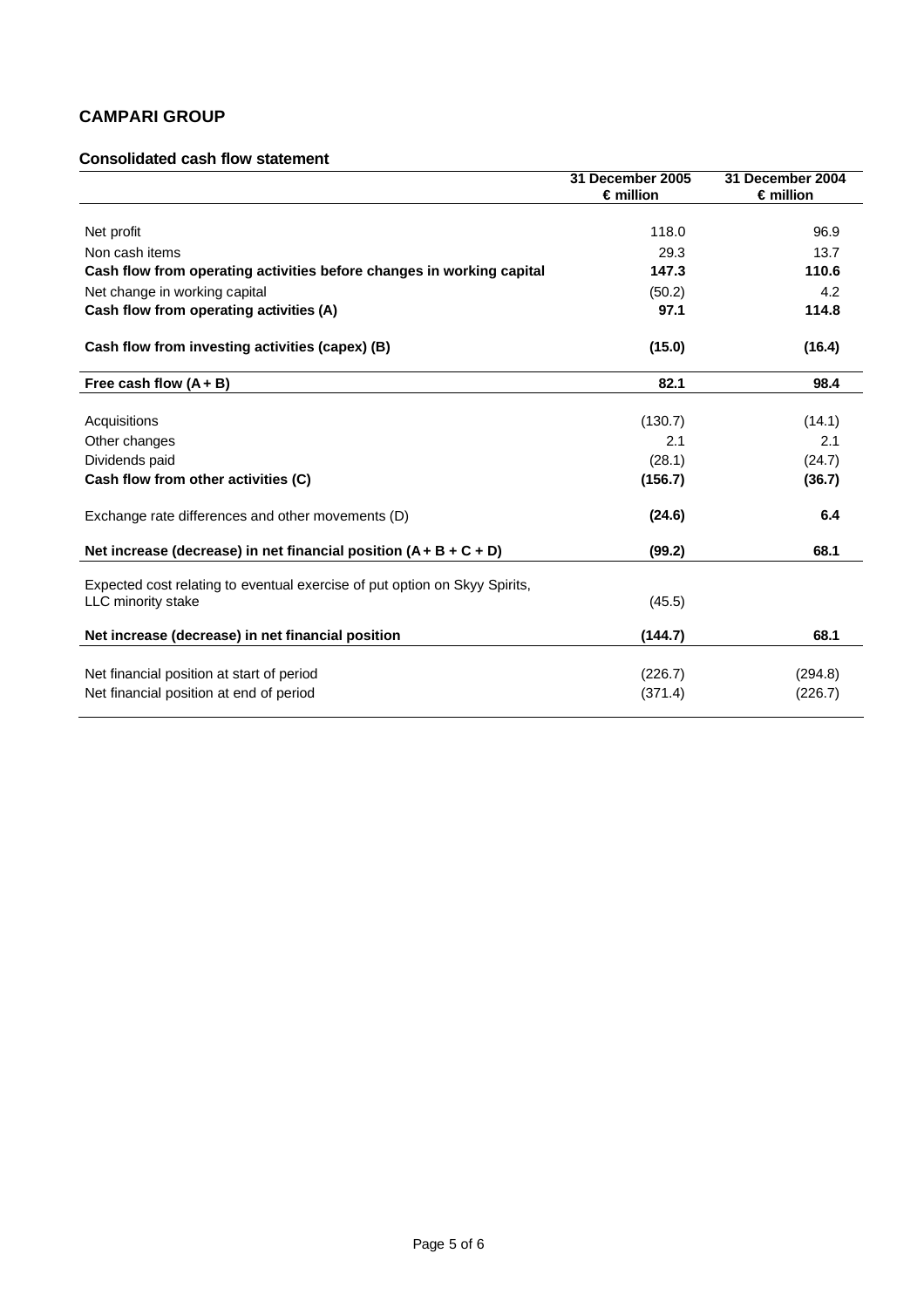## CAMPARI GROUP

### Consolidated cash flow statement

| | 31 December 2005 € million | 31 December 2004 € million |
|---|---|---|
| Net profit | 118.0 | 96.9 |
| Non cash items | 29.3 | 13.7 |
| **Cash flow from operating activities before changes in working capital** | **147.3** | **110.6** |
| Net change in working capital | (50.2) | 4.2 |
| **Cash flow from operating activities (A)** | **97.1** | **114.8** |
| **Cash flow from investing activities (capex) (B)** | **(15.0)** | **(16.4)** |
| **Free cash flow (A + B)** | **82.1** | **98.4** |
| Acquisitions | (130.7) | (14.1) |
| Other changes | 2.1 | 2.1 |
| Dividends paid | (28.1) | (24.7) |
| **Cash flow from other activities (C)** | **(156.7)** | **(36.7)** |
| Exchange rate differences and other movements (D) | **(24.6)** | **6.4** |
| **Net increase (decrease) in net financial position (A + B + C + D)** | **(99.2)** | **68.1** |
| Expected cost relating to eventual exercise of put option on Skyy Spirits, LLC minority stake | (45.5) | |
| **Net increase (decrease) in net financial position** | **(144.7)** | **68.1** |
| Net financial position at start of period | (226.7) | (294.8) |
| Net financial position at end of period | (371.4) | (226.7) |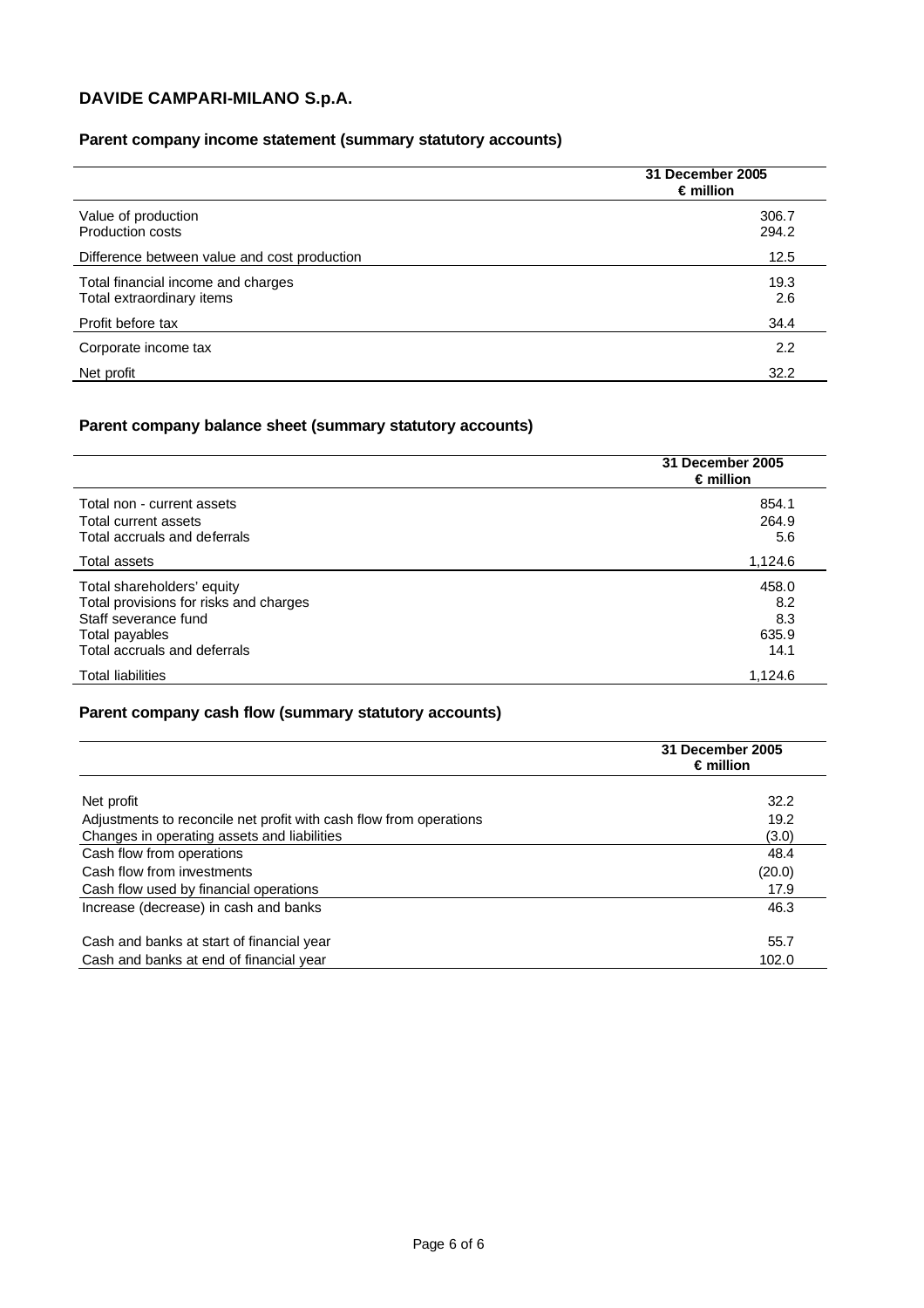# DAVIDE CAMPARI-MILANO S.p.A.

## Parent company income statement (summary statutory accounts)

| | 31 December 2005 €million |
|---|---|
| Value of production | 306.7 |
| Production costs | 294.2 |
| Difference between value and cost production | 12.5 |
| Total financial income and charges | 19.3 |
| Total extraordinary items | 2.6 |
| Profit before tax | 34.4 |
| Corporate income tax | 2.2 |
| Net profit | 32.2 |

## Parent company balance sheet (summary statutory accounts)

| | 31 December 2005 €million |
|---|---|
| Total non - current assets | 854.1 |
| Total current assets | 264.9 |
| Total accruals and deferrals | 5.6 |
| Total assets | 1,124.6 |
| Total shareholders' equity | 458.0 |
| Total provisions for risks and charges | 8.2 |
| Staff severance fund | 8.3 |
| Total payables | 635.9 |
| Total accruals and deferrals | 14.1 |
| Total liabilities | 1,124.6 |

## Parent company cash flow (summary statutory accounts)

| | 31 December 2005 €million |
|---|---|
| Net profit | 32.2 |
| Adjustments to reconcile net profit with cash flow from operations | 19.2 |
| Changes in operating assets and liabilities | (3.0) |
| Cash flow from operations | 48.4 |
| Cash flow from investments | (20.0) |
| Cash flow used by financial operations | 17.9 |
| Increase (decrease) in cash and banks | 46.3 |
| Cash and banks at start of financial year | 55.7 |
| Cash and banks at end of financial year | 102.0 |